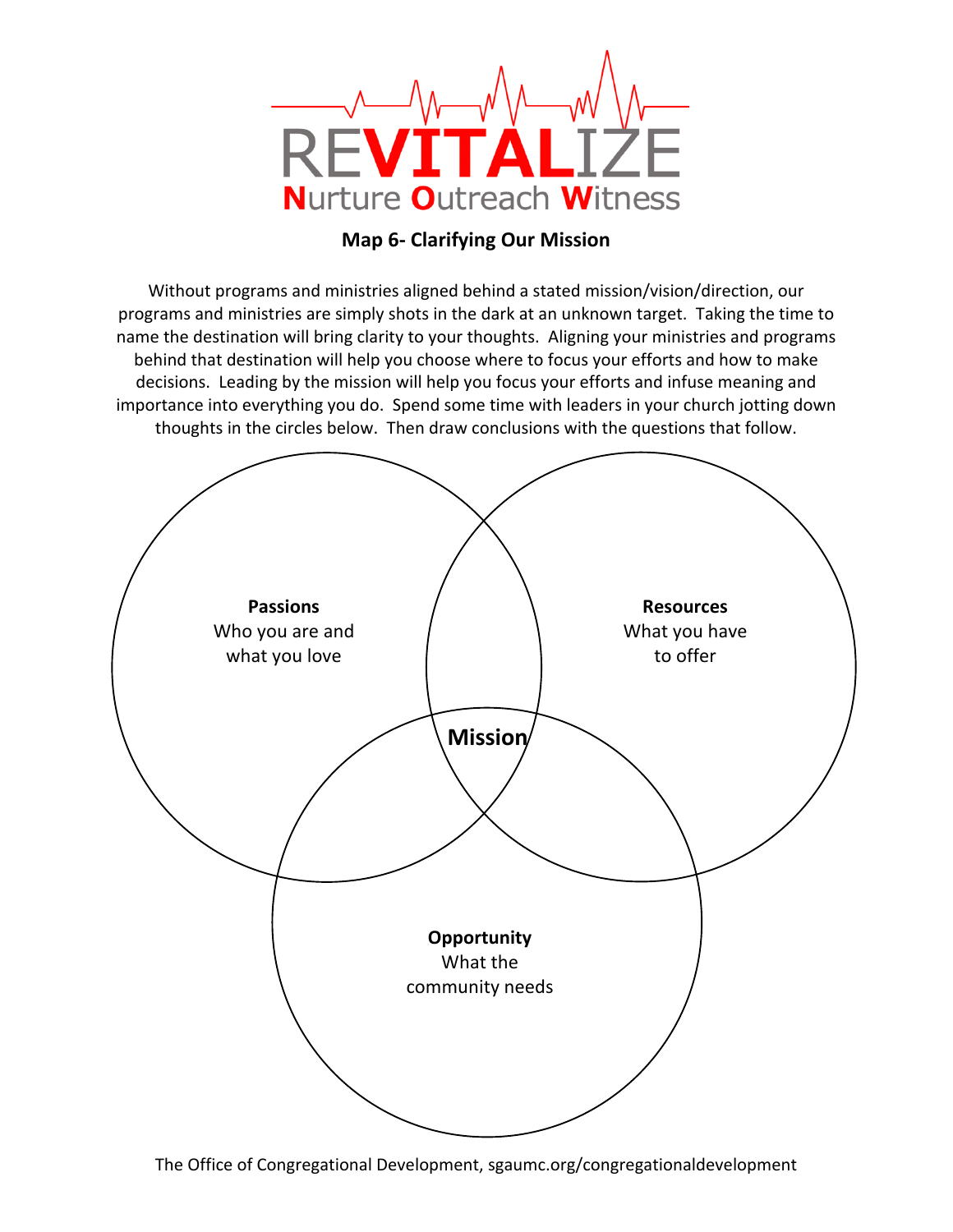# REVITALIZE

**N**urture **O**utreach **W**itness

## Map 6- Clarifying Our Mission

Without programs and ministries aligned behind a stated mission/vision/direction, our programs and ministries are simply shots in the dark at an unknown target. Taking the time to name the destination will bring clarity to your thoughts. Aligning your ministries and programs behind that destination will help you choose where to focus your efforts and how to make decisions. Leading by the mission will help you focus your efforts and infuse meaning and importance into everything you do. Spend some time with leaders in your church jotting down thoughts in the circles below. Then draw conclusions with the questions that follow.

**Passions**
Who you are and what you love

**Resources**
What you have to offer

**Mission**

**Opportunity**
What the community needs

The Office of Congregational Development, sgaumc.org/congregationaldevelopment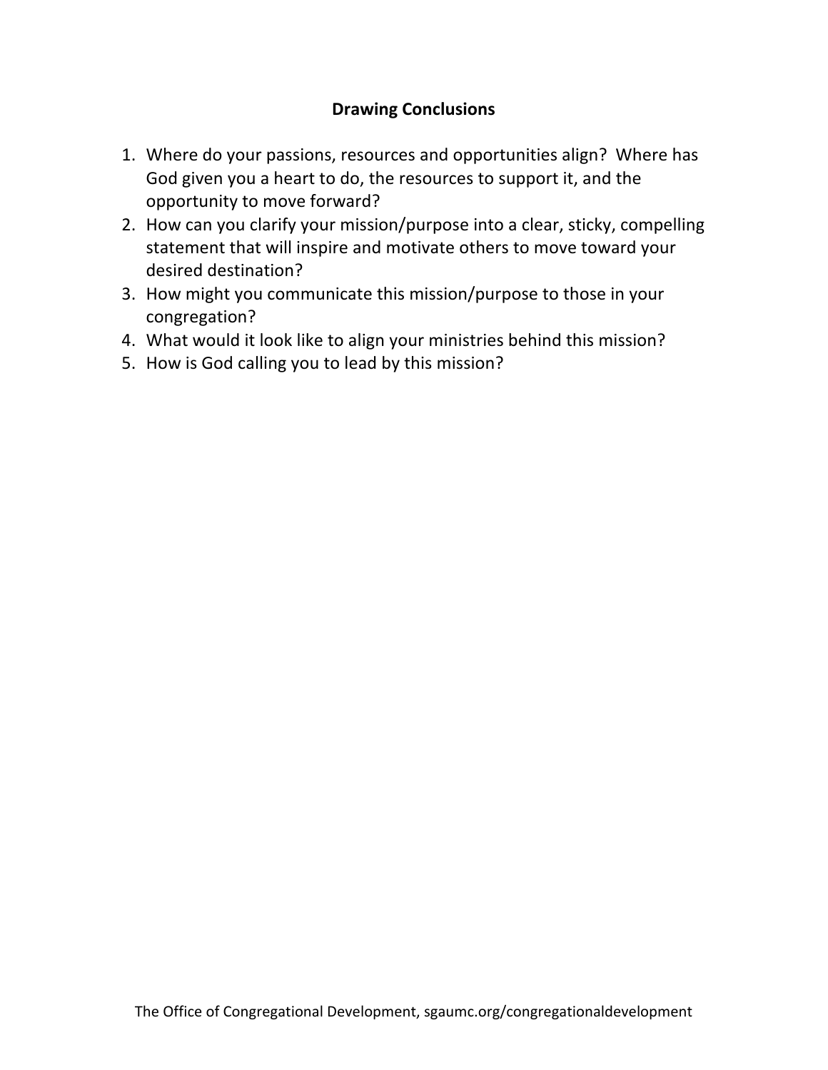**Drawing Conclusions**

1. Where do your passions, resources and opportunities align? Where has God given you a heart to do, the resources to support it, and the opportunity to move forward?
2. How can you clarify your mission/purpose into a clear, sticky, compelling statement that will inspire and motivate others to move toward your desired destination?
3. How might you communicate this mission/purpose to those in your congregation?
4. What would it look like to align your ministries behind this mission?
5. How is God calling you to lead by this mission?